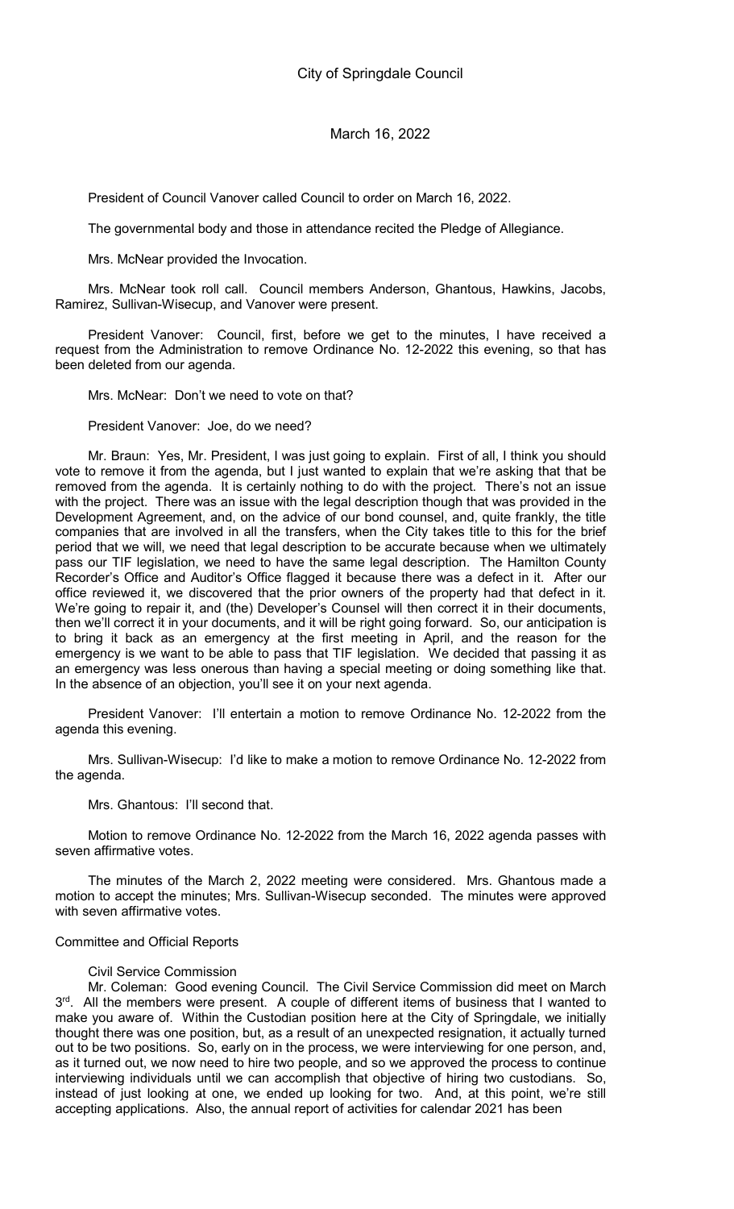City of Springdale Council

March 16, 2022

President of Council Vanover called Council to order on March 16, 2022.

The governmental body and those in attendance recited the Pledge of Allegiance.

Mrs. McNear provided the Invocation.

Mrs. McNear took roll call. Council members Anderson, Ghantous, Hawkins, Jacobs, Ramirez, Sullivan-Wisecup, and Vanover were present.

President Vanover: Council, first, before we get to the minutes, I have received a request from the Administration to remove Ordinance No. 12-2022 this evening, so that has been deleted from our agenda.

Mrs. McNear: Don't we need to vote on that?

President Vanover: Joe, do we need?

Mr. Braun: Yes, Mr. President, I was just going to explain. First of all, I think you should vote to remove it from the agenda, but I just wanted to explain that we're asking that that be removed from the agenda. It is certainly nothing to do with the project. There's not an issue with the project. There was an issue with the legal description though that was provided in the Development Agreement, and, on the advice of our bond counsel, and, quite frankly, the title companies that are involved in all the transfers, when the City takes title to this for the brief period that we will, we need that legal description to be accurate because when we ultimately pass our TIF legislation, we need to have the same legal description. The Hamilton County Recorder's Office and Auditor's Office flagged it because there was a defect in it. After our office reviewed it, we discovered that the prior owners of the property had that defect in it. We're going to repair it, and (the) Developer's Counsel will then correct it in their documents, then we'll correct it in your documents, and it will be right going forward. So, our anticipation is to bring it back as an emergency at the first meeting in April, and the reason for the emergency is we want to be able to pass that TIF legislation. We decided that passing it as an emergency was less onerous than having a special meeting or doing something like that. In the absence of an objection, you'll see it on your next agenda.

President Vanover: I'll entertain a motion to remove Ordinance No. 12-2022 from the agenda this evening.

Mrs. Sullivan-Wisecup: I'd like to make a motion to remove Ordinance No. 12-2022 from the agenda.

Mrs. Ghantous: I'll second that.

Motion to remove Ordinance No. 12-2022 from the March 16, 2022 agenda passes with seven affirmative votes.

The minutes of the March 2, 2022 meeting were considered. Mrs. Ghantous made a motion to accept the minutes; Mrs. Sullivan-Wisecup seconded. The minutes were approved with seven affirmative votes.

Committee and Official Reports

Civil Service Commission

Mr. Coleman: Good evening Council. The Civil Service Commission did meet on March 3rd. All the members were present. A couple of different items of business that I wanted to make you aware of. Within the Custodian position here at the City of Springdale, we initially thought there was one position, but, as a result of an unexpected resignation, it actually turned out to be two positions. So, early on in the process, we were interviewing for one person, and, as it turned out, we now need to hire two people, and so we approved the process to continue interviewing individuals until we can accomplish that objective of hiring two custodians. So, instead of just looking at one, we ended up looking for two. And, at this point, we're still accepting applications. Also, the annual report of activities for calendar 2021 has been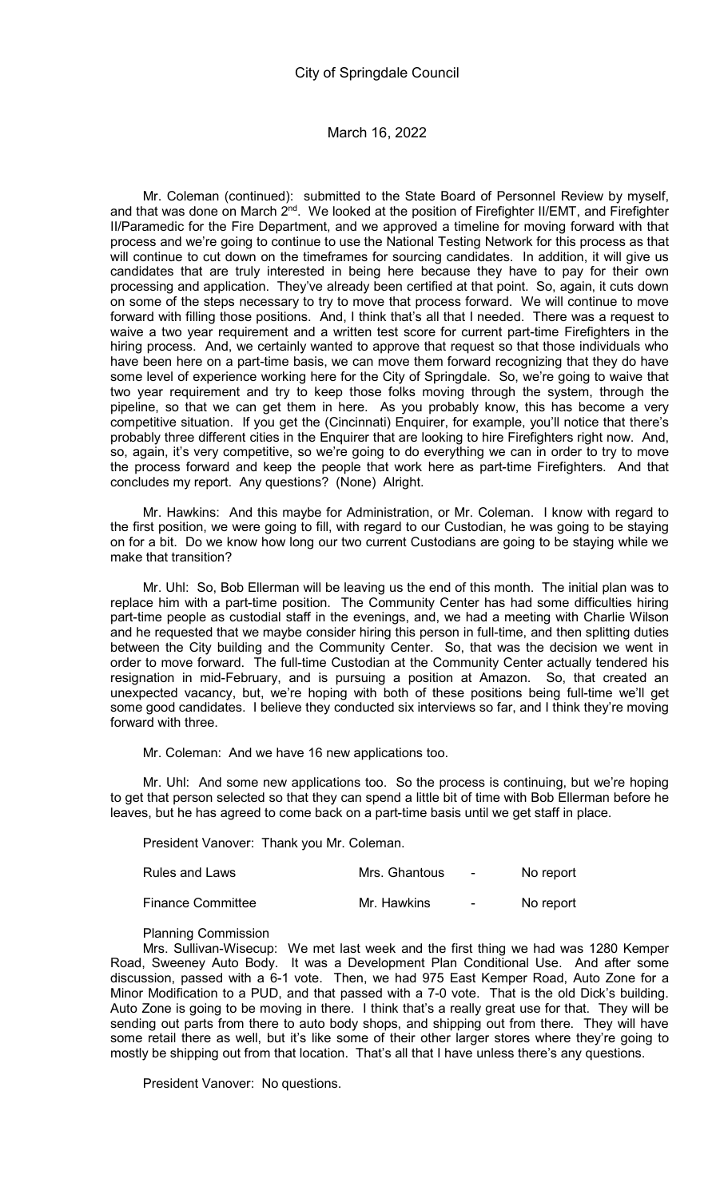Mr. Coleman (continued): submitted to the State Board of Personnel Review by myself, and that was done on March 2nd. We looked at the position of Firefighter II/EMT, and Firefighter II/Paramedic for the Fire Department, and we approved a timeline for moving forward with that process and we're going to continue to use the National Testing Network for this process as that will continue to cut down on the timeframes for sourcing candidates. In addition, it will give us candidates that are truly interested in being here because they have to pay for their own processing and application. They've already been certified at that point. So, again, it cuts down on some of the steps necessary to try to move that process forward. We will continue to move forward with filling those positions. And, I think that's all that I needed. There was a request to waive a two year requirement and a written test score for current part-time Firefighters in the hiring process. And, we certainly wanted to approve that request so that those individuals who have been here on a part-time basis, we can move them forward recognizing that they do have some level of experience working here for the City of Springdale. So, we're going to waive that two year requirement and try to keep those folks moving through the system, through the pipeline, so that we can get them in here. As you probably know, this has become a very competitive situation. If you get the (Cincinnati) Enquirer, for example, you'll notice that there's probably three different cities in the Enquirer that are looking to hire Firefighters right now. And, so, again, it's very competitive, so we're going to do everything we can in order to try to move the process forward and keep the people that work here as part-time Firefighters. And that concludes my report. Any questions? (None) Alright.

Mr. Hawkins: And this maybe for Administration, or Mr. Coleman. I know with regard to the first position, we were going to fill, with regard to our Custodian, he was going to be staying on for a bit. Do we know how long our two current Custodians are going to be staying while we make that transition?

Mr. Uhl: So, Bob Ellerman will be leaving us the end of this month. The initial plan was to replace him with a part-time position. The Community Center has had some difficulties hiring part-time people as custodial staff in the evenings, and, we had a meeting with Charlie Wilson and he requested that we maybe consider hiring this person in full-time, and then splitting duties between the City building and the Community Center. So, that was the decision we went in order to move forward. The full-time Custodian at the Community Center actually tendered his resignation in mid-February, and is pursuing a position at Amazon. So, that created an unexpected vacancy, but, we're hoping with both of these positions being full-time we'll get some good candidates. I believe they conducted six interviews so far, and I think they're moving forward with three.

Mr. Coleman: And we have 16 new applications too.

Mr. Uhl: And some new applications too. So the process is continuing, but we're hoping to get that person selected so that they can spend a little bit of time with Bob Ellerman before he leaves, but he has agreed to come back on a part-time basis until we get staff in place.

President Vanover: Thank you Mr. Coleman.

| | | | |
|---|---|---|---|
| Rules and Laws | Mrs. Ghantous | - | No report |
| Finance Committee | Mr. Hawkins | - | No report |

Planning Commission

Mrs. Sullivan-Wisecup: We met last week and the first thing we had was 1280 Kemper Road, Sweeney Auto Body. It was a Development Plan Conditional Use. And after some discussion, passed with a 6-1 vote. Then, we had 975 East Kemper Road, Auto Zone for a Minor Modification to a PUD, and that passed with a 7-0 vote. That is the old Dick's building. Auto Zone is going to be moving in there. I think that's a really great use for that. They will be sending out parts from there to auto body shops, and shipping out from there. They will have some retail there as well, but it's like some of their other larger stores where they're going to mostly be shipping out from that location. That's all that I have unless there's any questions.

President Vanover: No questions.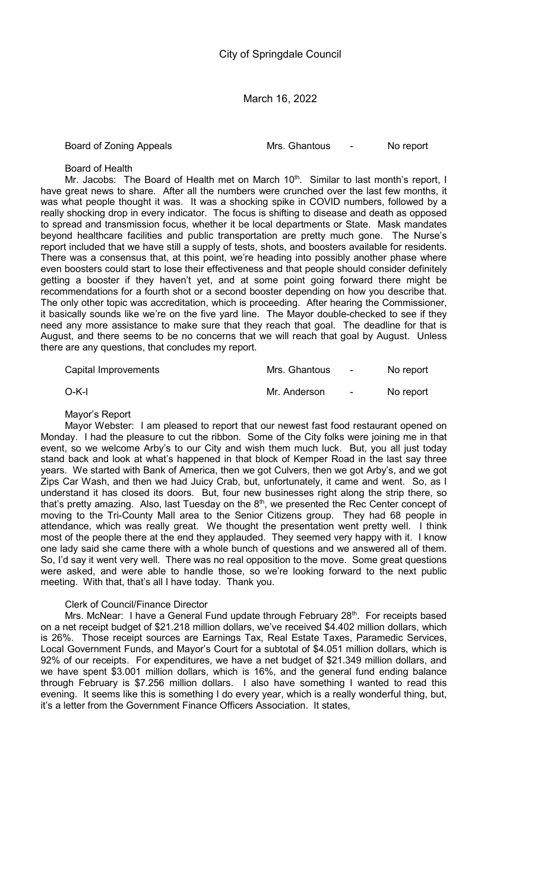Board of Zoning Appeals Mrs. Ghantous - No report

Board of Health

Mr. Jacobs: The Board of Health met on March 10th. Similar to last month's report, I have great news to share. After all the numbers were crunched over the last few months, it was what people thought it was. It was a shocking spike in COVID numbers, followed by a really shocking drop in every indicator. The focus is shifting to disease and death as opposed to spread and transmission focus, whether it be local departments or State. Mask mandates beyond healthcare facilities and public transportation are pretty much gone. The Nurse's report included that we have still a supply of tests, shots, and boosters available for residents. There was a consensus that, at this point, we're heading into possibly another phase where even boosters could start to lose their effectiveness and that people should consider definitely getting a booster if they haven't yet, and at some point going forward there might be recommendations for a fourth shot or a second booster depending on how you describe that. The only other topic was accreditation, which is proceeding. After hearing the Commissioner, it basically sounds like we're on the five yard line. The Mayor double-checked to see if they need any more assistance to make sure that they reach that goal. The deadline for that is August, and there seems to be no concerns that we will reach that goal by August. Unless there are any questions, that concludes my report.

Capital Improvements Mrs. Ghantous - No report

O-K-I Mr. Anderson - No report

Mayor's Report

Mayor Webster: I am pleased to report that our newest fast food restaurant opened on Monday. I had the pleasure to cut the ribbon. Some of the City folks were joining me in that event, so we welcome Arby's to our City and wish them much luck. But, you all just today stand back and look at what's happened in that block of Kemper Road in the last say three years. We started with Bank of America, then we got Culvers, then we got Arby's, and we got Zips Car Wash, and then we had Juicy Crab, but, unfortunately, it came and went. So, as I understand it has closed its doors. But, four new businesses right along the strip there, so that's pretty amazing. Also, last Tuesday on the 8th, we presented the Rec Center concept of moving to the Tri-County Mall area to the Senior Citizens group. They had 68 people in attendance, which was really great. We thought the presentation went pretty well. I think most of the people there at the end they applauded. They seemed very happy with it. I know one lady said she came there with a whole bunch of questions and we answered all of them. So, I'd say it went very well. There was no real opposition to the move. Some great questions were asked, and were able to handle those, so we're looking forward to the next public meeting. With that, that's all I have today. Thank you.

Clerk of Council/Finance Director

Mrs. McNear: I have a General Fund update through February 28th. For receipts based on a net receipt budget of $21.218 million dollars, we've received $4.402 million dollars, which is 26%. Those receipt sources are Earnings Tax, Real Estate Taxes, Paramedic Services, Local Government Funds, and Mayor's Court for a subtotal of $4.051 million dollars, which is 92% of our receipts. For expenditures, we have a net budget of $21.349 million dollars, and we have spent $3.001 million dollars, which is 16%, and the general fund ending balance through February is $7.256 million dollars. I also have something I wanted to read this evening. It seems like this is something I do every year, which is a really wonderful thing, but, it's a letter from the Government Finance Officers Association. It states,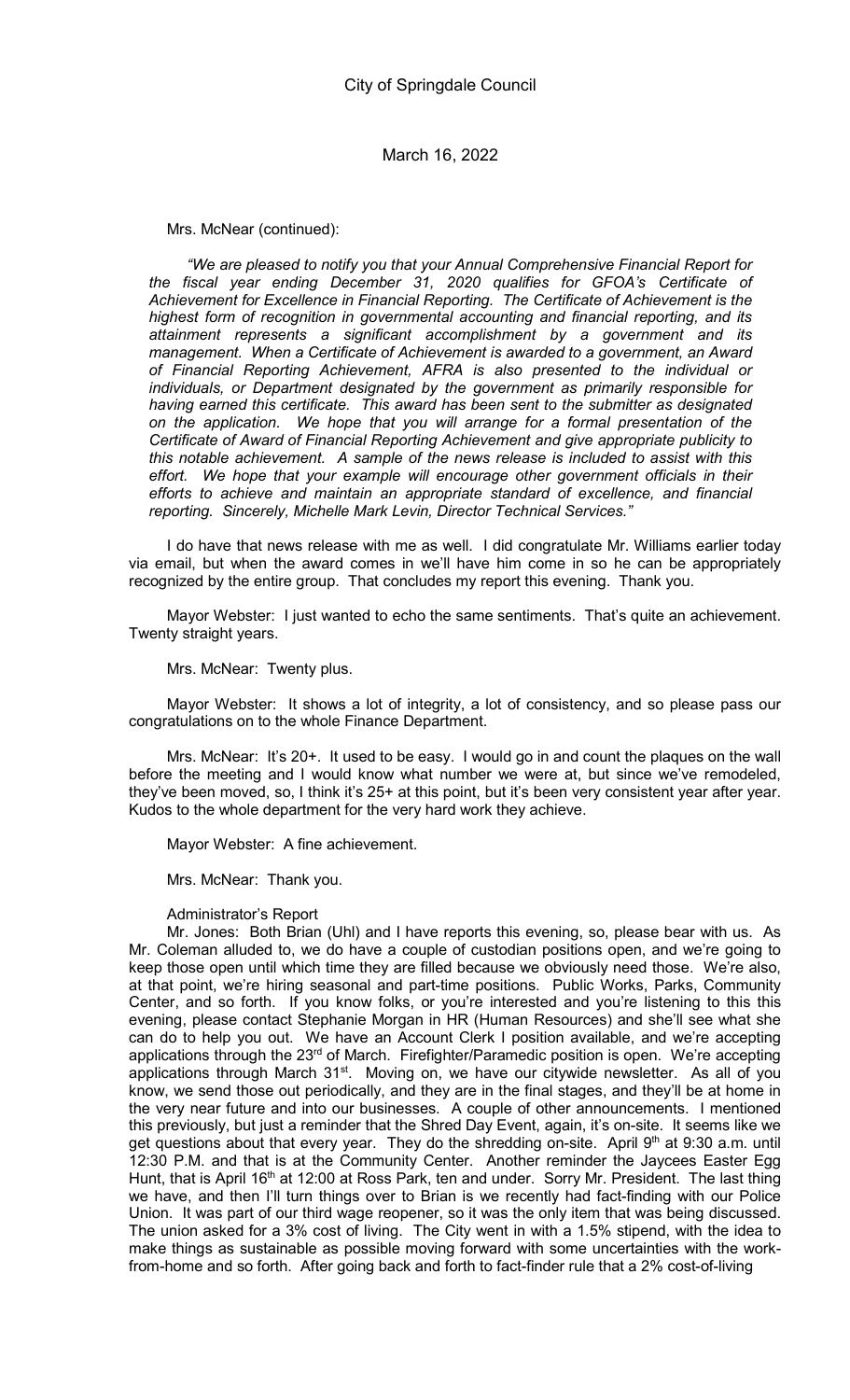Mrs. McNear (continued):

*"We are pleased to notify you that your Annual Comprehensive Financial Report for the fiscal year ending December 31, 2020 qualifies for GFOA's Certificate of Achievement for Excellence in Financial Reporting. The Certificate of Achievement is the highest form of recognition in governmental accounting and financial reporting, and its attainment represents a significant accomplishment by a government and its management. When a Certificate of Achievement is awarded to a government, an Award of Financial Reporting Achievement, AFRA is also presented to the individual or individuals, or Department designated by the government as primarily responsible for having earned this certificate. This award has been sent to the submitter as designated on the application. We hope that you will arrange for a formal presentation of the Certificate of Award of Financial Reporting Achievement and give appropriate publicity to this notable achievement. A sample of the news release is included to assist with this effort. We hope that your example will encourage other government officials in their efforts to achieve and maintain an appropriate standard of excellence, and financial reporting. Sincerely, Michelle Mark Levin, Director Technical Services."*

I do have that news release with me as well. I did congratulate Mr. Williams earlier today via email, but when the award comes in we'll have him come in so he can be appropriately recognized by the entire group. That concludes my report this evening. Thank you.

Mayor Webster: I just wanted to echo the same sentiments. That's quite an achievement. Twenty straight years.

Mrs. McNear: Twenty plus.

Mayor Webster: It shows a lot of integrity, a lot of consistency, and so please pass our congratulations on to the whole Finance Department.

Mrs. McNear: It's 20+. It used to be easy. I would go in and count the plaques on the wall before the meeting and I would know what number we were at, but since we've remodeled, they've been moved, so, I think it's 25+ at this point, but it's been very consistent year after year. Kudos to the whole department for the very hard work they achieve.

Mayor Webster: A fine achievement.

Mrs. McNear: Thank you.

Administrator's Report

Mr. Jones: Both Brian (Uhl) and I have reports this evening, so, please bear with us. As Mr. Coleman alluded to, we do have a couple of custodian positions open, and we're going to keep those open until which time they are filled because we obviously need those. We're also, at that point, we're hiring seasonal and part-time positions. Public Works, Parks, Community Center, and so forth. If you know folks, or you're interested and you're listening to this this evening, please contact Stephanie Morgan in HR (Human Resources) and she'll see what she can do to help you out. We have an Account Clerk I position available, and we're accepting applications through the 23rd of March. Firefighter/Paramedic position is open. We're accepting applications through March 31st. Moving on, we have our citywide newsletter. As all of you know, we send those out periodically, and they are in the final stages, and they'll be at home in the very near future and into our businesses. A couple of other announcements. I mentioned this previously, but just a reminder that the Shred Day Event, again, it's on-site. It seems like we get questions about that every year. They do the shredding on-site. April 9th at 9:30 a.m. until 12:30 P.M. and that is at the Community Center. Another reminder the Jaycees Easter Egg Hunt, that is April 16th at 12:00 at Ross Park, ten and under. Sorry Mr. President. The last thing we have, and then I'll turn things over to Brian is we recently had fact-finding with our Police Union. It was part of our third wage reopener, so it was the only item that was being discussed. The union asked for a 3% cost of living. The City went in with a 1.5% stipend, with the idea to make things as sustainable as possible moving forward with some uncertainties with the work-from-home and so forth. After going back and forth to fact-finder rule that a 2% cost-of-living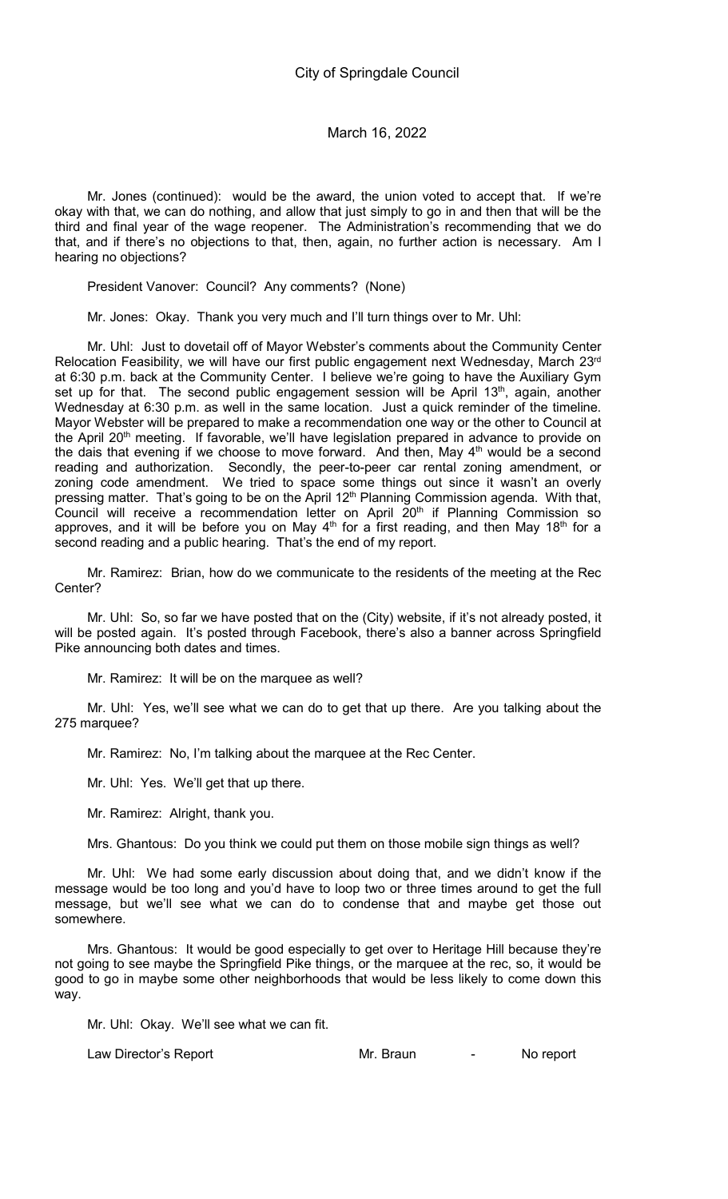Mr. Jones (continued): would be the award, the union voted to accept that. If we're okay with that, we can do nothing, and allow that just simply to go in and then that will be the third and final year of the wage reopener. The Administration's recommending that we do that, and if there's no objections to that, then, again, no further action is necessary. Am I hearing no objections?

President Vanover: Council? Any comments? (None)

Mr. Jones: Okay. Thank you very much and I'll turn things over to Mr. Uhl:

Mr. Uhl: Just to dovetail off of Mayor Webster's comments about the Community Center Relocation Feasibility, we will have our first public engagement next Wednesday, March 23rd at 6:30 p.m. back at the Community Center. I believe we're going to have the Auxiliary Gym set up for that. The second public engagement session will be April 13th, again, another Wednesday at 6:30 p.m. as well in the same location. Just a quick reminder of the timeline. Mayor Webster will be prepared to make a recommendation one way or the other to Council at the April 20th meeting. If favorable, we'll have legislation prepared in advance to provide on the dais that evening if we choose to move forward. And then, May 4th would be a second reading and authorization. Secondly, the peer-to-peer car rental zoning amendment, or zoning code amendment. We tried to space some things out since it wasn't an overly pressing matter. That's going to be on the April 12th Planning Commission agenda. With that, Council will receive a recommendation letter on April 20th if Planning Commission so approves, and it will be before you on May 4th for a first reading, and then May 18th for a second reading and a public hearing. That's the end of my report.

Mr. Ramirez: Brian, how do we communicate to the residents of the meeting at the Rec Center?

Mr. Uhl: So, so far we have posted that on the (City) website, if it's not already posted, it will be posted again. It's posted through Facebook, there's also a banner across Springfield Pike announcing both dates and times.

Mr. Ramirez: It will be on the marquee as well?

Mr. Uhl: Yes, we'll see what we can do to get that up there. Are you talking about the 275 marquee?

Mr. Ramirez: No, I'm talking about the marquee at the Rec Center.

Mr. Uhl: Yes. We'll get that up there.

Mr. Ramirez: Alright, thank you.

Mrs. Ghantous: Do you think we could put them on those mobile sign things as well?

Mr. Uhl: We had some early discussion about doing that, and we didn't know if the message would be too long and you'd have to loop two or three times around to get the full message, but we'll see what we can do to condense that and maybe get those out somewhere.

Mrs. Ghantous: It would be good especially to get over to Heritage Hill because they're not going to see maybe the Springfield Pike things, or the marquee at the rec, so, it would be good to go in maybe some other neighborhoods that would be less likely to come down this way.

Mr. Uhl: Okay. We'll see what we can fit.

Law Director's Report — Mr. Braun — No report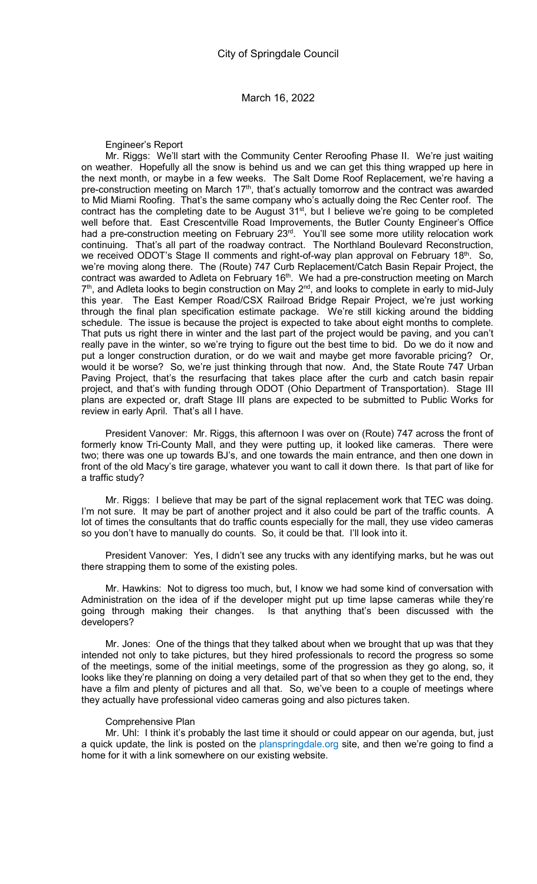Engineer's Report

Mr. Riggs: We'll start with the Community Center Reroofing Phase II. We're just waiting on weather. Hopefully all the snow is behind us and we can get this thing wrapped up here in the next month, or maybe in a few weeks. The Salt Dome Roof Replacement, we're having a pre-construction meeting on March 17th, that's actually tomorrow and the contract was awarded to Mid Miami Roofing. That's the same company who's actually doing the Rec Center roof. The contract has the completing date to be August 31st, but I believe we're going to be completed well before that. East Crescentville Road Improvements, the Butler County Engineer's Office had a pre-construction meeting on February 23rd. You'll see some more utility relocation work continuing. That's all part of the roadway contract. The Northland Boulevard Reconstruction, we received ODOT's Stage II comments and right-of-way plan approval on February 18th. So, we're moving along there. The (Route) 747 Curb Replacement/Catch Basin Repair Project, the contract was awarded to Adleta on February 16th. We had a pre-construction meeting on March 7th, and Adleta looks to begin construction on May 2nd, and looks to complete in early to mid-July this year. The East Kemper Road/CSX Railroad Bridge Repair Project, we're just working through the final plan specification estimate package. We're still kicking around the bidding schedule. The issue is because the project is expected to take about eight months to complete. That puts us right there in winter and the last part of the project would be paving, and you can't really pave in the winter, so we're trying to figure out the best time to bid. Do we do it now and put a longer construction duration, or do we wait and maybe get more favorable pricing? Or, would it be worse? So, we're just thinking through that now. And, the State Route 747 Urban Paving Project, that's the resurfacing that takes place after the curb and catch basin repair project, and that's with funding through ODOT (Ohio Department of Transportation). Stage III plans are expected or, draft Stage III plans are expected to be submitted to Public Works for review in early April. That's all I have.

President Vanover: Mr. Riggs, this afternoon I was over on (Route) 747 across the front of formerly know Tri-County Mall, and they were putting up, it looked like cameras. There were two; there was one up towards BJ's, and one towards the main entrance, and then one down in front of the old Macy's tire garage, whatever you want to call it down there. Is that part of like for a traffic study?

Mr. Riggs: I believe that may be part of the signal replacement work that TEC was doing. I'm not sure. It may be part of another project and it also could be part of the traffic counts. A lot of times the consultants that do traffic counts especially for the mall, they use video cameras so you don't have to manually do counts. So, it could be that. I'll look into it.

President Vanover: Yes, I didn't see any trucks with any identifying marks, but he was out there strapping them to some of the existing poles.

Mr. Hawkins: Not to digress too much, but, I know we had some kind of conversation with Administration on the idea of if the developer might put up time lapse cameras while they're going through making their changes. Is that anything that's been discussed with the developers?

Mr. Jones: One of the things that they talked about when we brought that up was that they intended not only to take pictures, but they hired professionals to record the progress so some of the meetings, some of the initial meetings, some of the progression as they go along, so, it looks like they're planning on doing a very detailed part of that so when they get to the end, they have a film and plenty of pictures and all that. So, we've been to a couple of meetings where they actually have professional video cameras going and also pictures taken.

Comprehensive Plan

Mr. Uhl: I think it's probably the last time it should or could appear on our agenda, but, just a quick update, the link is posted on the planspringdale.org site, and then we're going to find a home for it with a link somewhere on our existing website.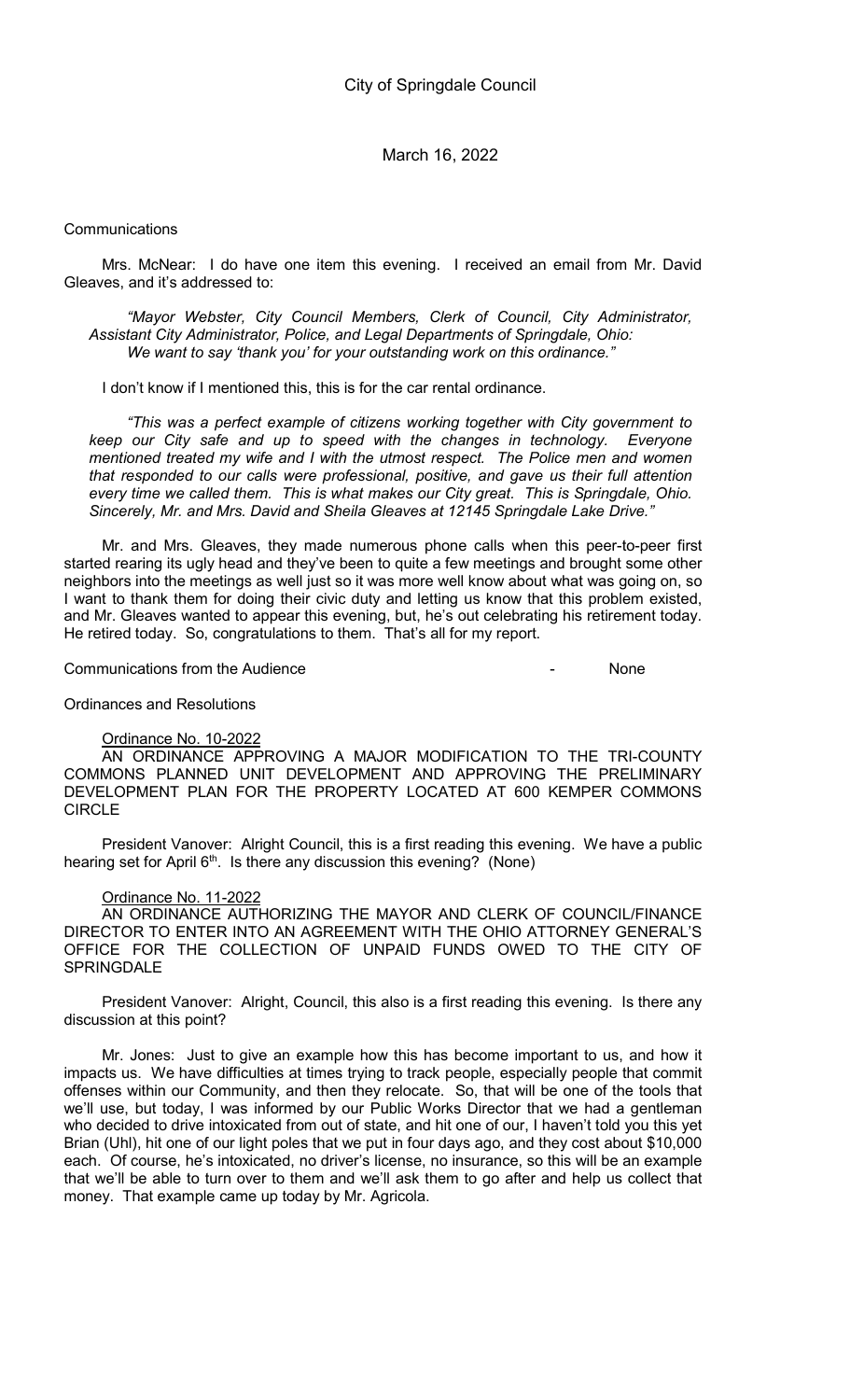Communications

Mrs. McNear: I do have one item this evening. I received an email from Mr. David Gleaves, and it's addressed to:

*"Mayor Webster, City Council Members, Clerk of Council, City Administrator, Assistant City Administrator, Police, and Legal Departments of Springdale, Ohio: We want to say 'thank you' for your outstanding work on this ordinance."*

I don't know if I mentioned this, this is for the car rental ordinance.

*"This was a perfect example of citizens working together with City government to keep our City safe and up to speed with the changes in technology. Everyone mentioned treated my wife and I with the utmost respect. The Police men and women that responded to our calls were professional, positive, and gave us their full attention every time we called them. This is what makes our City great. This is Springdale, Ohio. Sincerely, Mr. and Mrs. David and Sheila Gleaves at 12145 Springdale Lake Drive."*

Mr. and Mrs. Gleaves, they made numerous phone calls when this peer-to-peer first started rearing its ugly head and they've been to quite a few meetings and brought some other neighbors into the meetings as well just so it was more well know about what was going on, so I want to thank them for doing their civic duty and letting us know that this problem existed, and Mr. Gleaves wanted to appear this evening, but, he's out celebrating his retirement today. He retired today. So, congratulations to them. That's all for my report.

Communications from the Audience - None

Ordinances and Resolutions

<u>Ordinance No. 10-2022</u>
AN ORDINANCE APPROVING A MAJOR MODIFICATION TO THE TRI-COUNTY COMMONS PLANNED UNIT DEVELOPMENT AND APPROVING THE PRELIMINARY DEVELOPMENT PLAN FOR THE PROPERTY LOCATED AT 600 KEMPER COMMONS CIRCLE

President Vanover: Alright Council, this is a first reading this evening. We have a public hearing set for April 6th. Is there any discussion this evening? (None)

<u>Ordinance No. 11-2022</u>
AN ORDINANCE AUTHORIZING THE MAYOR AND CLERK OF COUNCIL/FINANCE DIRECTOR TO ENTER INTO AN AGREEMENT WITH THE OHIO ATTORNEY GENERAL'S OFFICE FOR THE COLLECTION OF UNPAID FUNDS OWED TO THE CITY OF SPRINGDALE

President Vanover: Alright, Council, this also is a first reading this evening. Is there any discussion at this point?

Mr. Jones: Just to give an example how this has become important to us, and how it impacts us. We have difficulties at times trying to track people, especially people that commit offenses within our Community, and then they relocate. So, that will be one of the tools that we'll use, but today, I was informed by our Public Works Director that we had a gentleman who decided to drive intoxicated from out of state, and hit one of our, I haven't told you this yet Brian (Uhl), hit one of our light poles that we put in four days ago, and they cost about $10,000 each. Of course, he's intoxicated, no driver's license, no insurance, so this will be an example that we'll be able to turn over to them and we'll ask them to go after and help us collect that money. That example came up today by Mr. Agricola.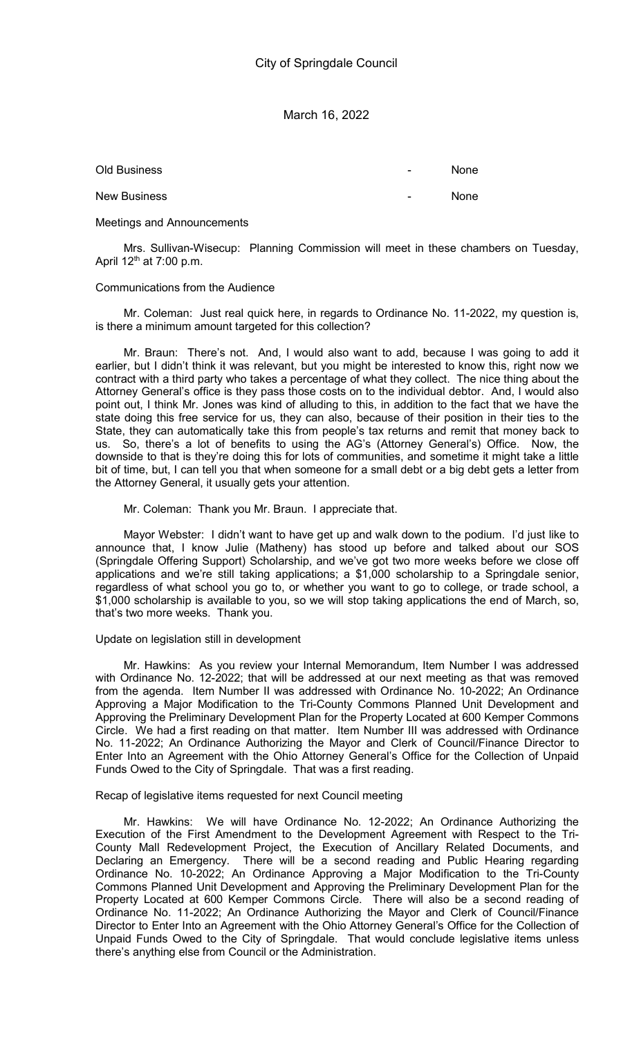Old Business - None

New Business - None

Meetings and Announcements

Mrs. Sullivan-Wisecup: Planning Commission will meet in these chambers on Tuesday, April 12th at 7:00 p.m.

Communications from the Audience

Mr. Coleman: Just real quick here, in regards to Ordinance No. 11-2022, my question is, is there a minimum amount targeted for this collection?

Mr. Braun: There's not. And, I would also want to add, because I was going to add it earlier, but I didn't think it was relevant, but you might be interested to know this, right now we contract with a third party who takes a percentage of what they collect. The nice thing about the Attorney General's office is they pass those costs on to the individual debtor. And, I would also point out, I think Mr. Jones was kind of alluding to this, in addition to the fact that we have the state doing this free service for us, they can also, because of their position in their ties to the State, they can automatically take this from people's tax returns and remit that money back to us. So, there's a lot of benefits to using the AG's (Attorney General's) Office. Now, the downside to that is they're doing this for lots of communities, and sometime it might take a little bit of time, but, I can tell you that when someone for a small debt or a big debt gets a letter from the Attorney General, it usually gets your attention.

Mr. Coleman: Thank you Mr. Braun. I appreciate that.

Mayor Webster: I didn't want to have get up and walk down to the podium. I'd just like to announce that, I know Julie (Matheny) has stood up before and talked about our SOS (Springdale Offering Support) Scholarship, and we've got two more weeks before we close off applications and we're still taking applications; a $1,000 scholarship to a Springdale senior, regardless of what school you go to, or whether you want to go to college, or trade school, a $1,000 scholarship is available to you, so we will stop taking applications the end of March, so, that's two more weeks. Thank you.

Update on legislation still in development

Mr. Hawkins: As you review your Internal Memorandum, Item Number I was addressed with Ordinance No. 12-2022; that will be addressed at our next meeting as that was removed from the agenda. Item Number II was addressed with Ordinance No. 10-2022; An Ordinance Approving a Major Modification to the Tri-County Commons Planned Unit Development and Approving the Preliminary Development Plan for the Property Located at 600 Kemper Commons Circle. We had a first reading on that matter. Item Number III was addressed with Ordinance No. 11-2022; An Ordinance Authorizing the Mayor and Clerk of Council/Finance Director to Enter Into an Agreement with the Ohio Attorney General's Office for the Collection of Unpaid Funds Owed to the City of Springdale. That was a first reading.

Recap of legislative items requested for next Council meeting

Mr. Hawkins: We will have Ordinance No. 12-2022; An Ordinance Authorizing the Execution of the First Amendment to the Development Agreement with Respect to the Tri-County Mall Redevelopment Project, the Execution of Ancillary Related Documents, and Declaring an Emergency. There will be a second reading and Public Hearing regarding Ordinance No. 10-2022; An Ordinance Approving a Major Modification to the Tri-County Commons Planned Unit Development and Approving the Preliminary Development Plan for the Property Located at 600 Kemper Commons Circle. There will also be a second reading of Ordinance No. 11-2022; An Ordinance Authorizing the Mayor and Clerk of Council/Finance Director to Enter Into an Agreement with the Ohio Attorney General's Office for the Collection of Unpaid Funds Owed to the City of Springdale. That would conclude legislative items unless there's anything else from Council or the Administration.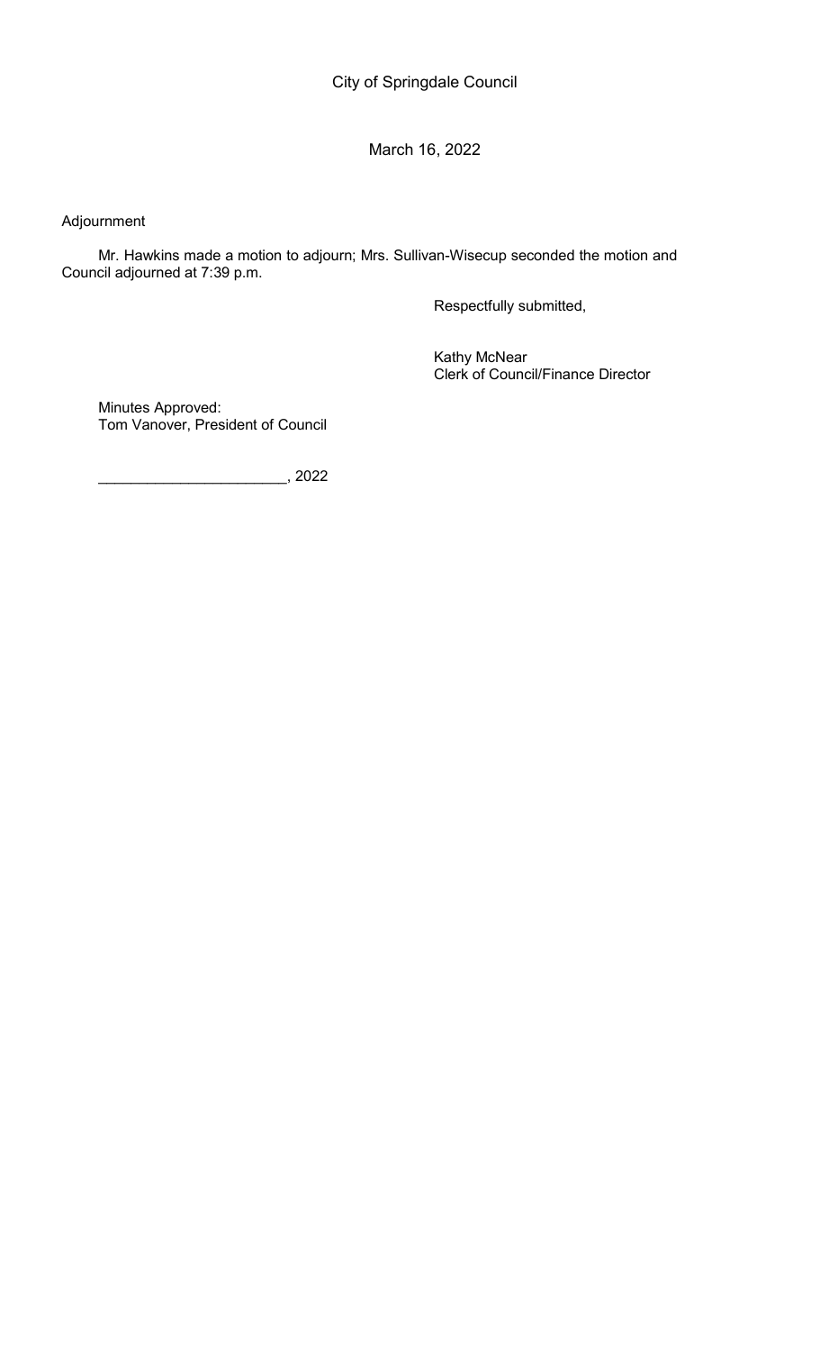City of Springdale Council

March 16, 2022

Adjournment

Mr. Hawkins made a motion to adjourn; Mrs. Sullivan-Wisecup seconded the motion and Council adjourned at 7:39 p.m.

Respectfully submitted,

Kathy McNear
Clerk of Council/Finance Director

Minutes Approved:
Tom Vanover, President of Council

_______________________, 2022